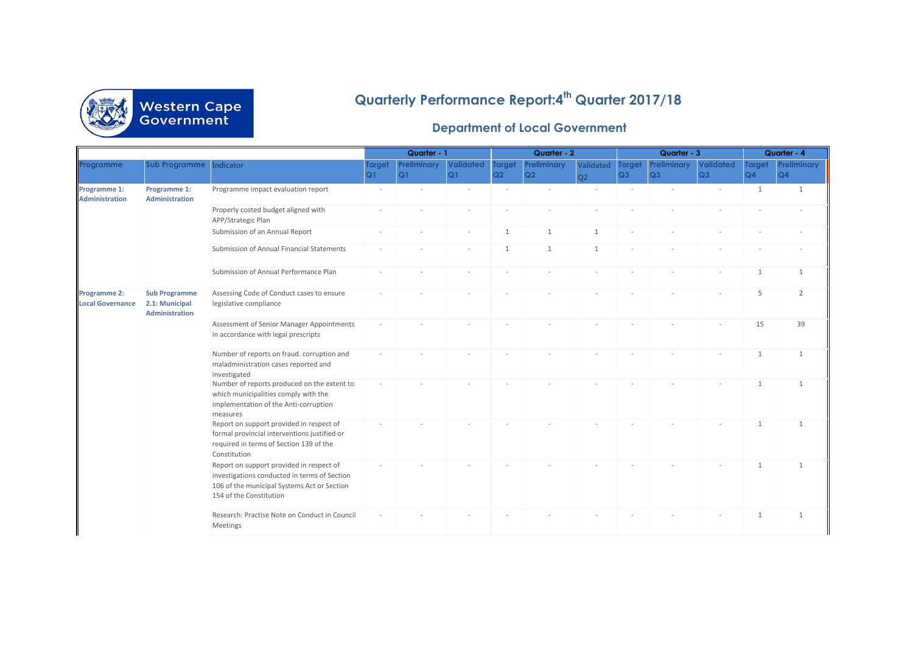# Quarterly Performance Report: 4th Quarter 2017/18

## Department of Local Government

| | | | Quarter - 1 | | | Quarter - 2 | | | Quarter - 3 | | | Quarter - 4 | |
|---|---|---|---|---|---|---|---|---|---|---|---|---|---|
| Programme | Sub Programme | Indicator | Target Q1 | Preliminary Q1 | Validated Q1 | Target Q2 | Preliminary Q2 | Validated Q2 | Target Q3 | Preliminary Q3 | Validated Q3 | Target Q4 | Preliminary Q4 |
| **Programme 1: Administration** | **Programme 1: Administration** | Programme impact evaluation report | - | - | - | - | - | - | - | - | - | 1 | 1 |
| | | Properly costed budget aligned with APP/Strategic Plan | - | - | - | - | - | - | - | - | - | - | - |
| | | Submission of an Annual Report | - | - | - | 1 | 1 | 1 | - | - | - | - | - |
| | | Submission of Annual Financial Statements | - | - | - | 1 | 1 | 1 | - | - | - | - | - |
| | | Submission of Annual Performance Plan | - | - | - | - | - | - | - | - | - | 1 | 1 |
| **Programme 2: Local Governance** | **Sub Programme 2.1: Municipal Administration** | Assessing Code of Conduct cases to ensure legislative compliance | - | - | - | - | - | - | - | - | - | 5 | 2 |
| | | Assessment of Senior Manager Appointments in accordance with legal prescripts | - | - | - | - | - | - | - | - | - | 15 | 39 |
| | | Number of reports on fraud. corruption and maladministration cases reported and investigated | - | - | - | - | - | - | - | - | - | 1 | 1 |
| | | Number of reports produced on the extent to which municipalities comply with the implementation of the Anti-corruption measures | - | - | - | - | - | - | - | - | - | 1 | 1 |
| | | Report on support provided in respect of formal provincial interventions justified or required in terms of Section 139 of the Constitution | - | - | - | - | - | - | - | - | - | 1 | 1 |
| | | Report on support provided in respect of investigations conducted in terms of Section 106 of the municipal Systems Act or Section 154 of the Constitution | - | - | - | - | - | - | - | - | - | 1 | 1 |
| | | Research: Practise Note on Conduct in Council Meetings | - | - | - | - | - | - | - | - | - | 1 | 1 |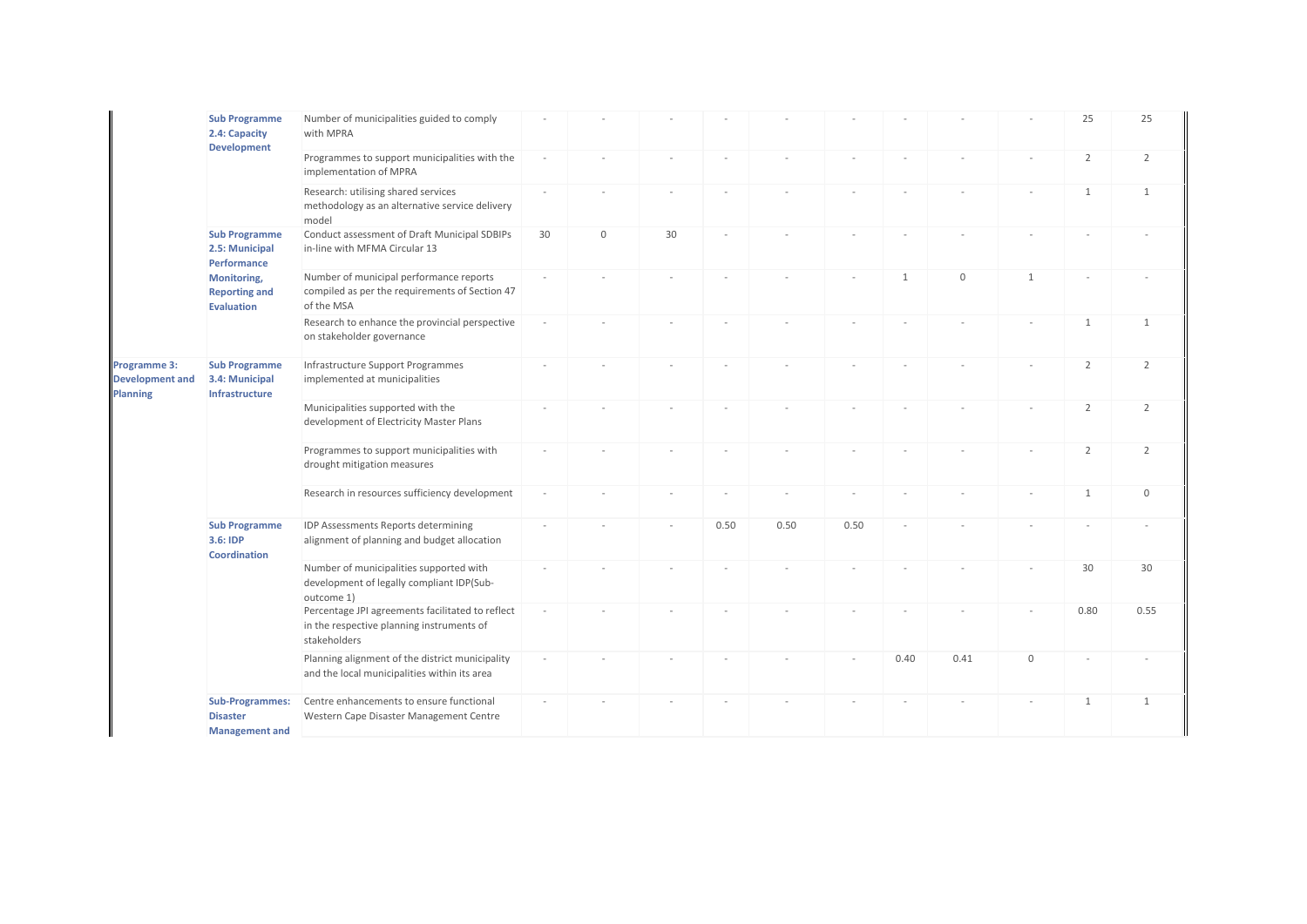| | | | | | | | | | | | | | |
|---|---|---|---|---|---|---|---|---|---|---|---|---|---|
| | **Sub Programme 2.4: Capacity Development** | Number of municipalities guided to comply with MPRA | - | - | - | - | - | - | - | - | - | 25 | 25 |
| | | Programmes to support municipalities with the implementation of MPRA | - | - | - | - | - | - | - | - | - | 2 | 2 |
| | | Research: utilising shared services methodology as an alternative service delivery model | - | - | - | - | - | - | - | - | - | 1 | 1 |
| | **Sub Programme 2.5: Municipal Performance Monitoring, Reporting and Evaluation** | Conduct assessment of Draft Municipal SDBIPs in-line with MFMA Circular 13 | 30 | 0 | 30 | - | - | - | - | - | - | - | - |
| | | Number of municipal performance reports compiled as per the requirements of Section 47 of the MSA | - | - | - | - | - | - | 1 | 0 | 1 | - | - |
| | | Research to enhance the provincial perspective on stakeholder governance | - | - | - | - | - | - | - | - | - | 1 | 1 |
| **Programme 3: Development and Planning** | **Sub Programme 3.4: Municipal Infrastructure** | Infrastructure Support Programmes implemented at municipalities | - | - | - | - | - | - | - | - | - | 2 | 2 |
| | | Municipalities supported with the development of Electricity Master Plans | - | - | - | - | - | - | - | - | - | 2 | 2 |
| | | Programmes to support municipalities with drought mitigation measures | - | - | - | - | - | - | - | - | - | 2 | 2 |
| | | Research in resources sufficiency development | - | - | - | - | - | - | - | - | - | 1 | 0 |
| | **Sub Programme 3.6: IDP Coordination** | IDP Assessments Reports determining alignment of planning and budget allocation | - | - | - | 0.50 | 0.50 | 0.50 | - | - | - | - | - |
| | | Number of municipalities supported with development of legally compliant IDP(Sub-outcome 1) | - | - | - | - | - | - | - | - | - | 30 | 30 |
| | | Percentage JPI agreements facilitated to reflect in the respective planning instruments of stakeholders | - | - | - | - | - | - | - | - | - | 0.80 | 0.55 |
| | | Planning alignment of the district municipality and the local municipalities within its area | - | - | - | - | - | - | 0.40 | 0.41 | 0 | - | - |
| | **Sub-Programmes: Disaster Management and** | Centre enhancements to ensure functional Western Cape Disaster Management Centre | - | - | - | - | - | - | - | - | - | 1 | 1 |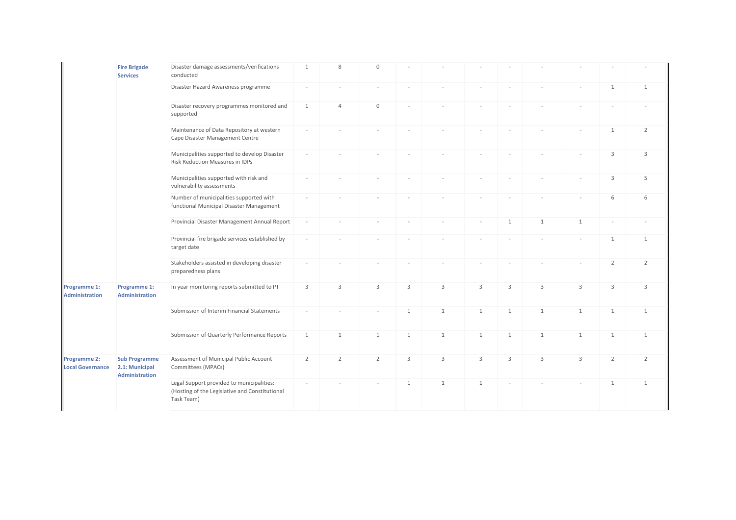| | | | | | | | | | | | | | |
|---|---|---|---|---|---|---|---|---|---|---|---|---|---|
| | **Fire Brigade Services** | Disaster damage assessments/verifications conducted | 1 | 8 | 0 | - | - | - | - | - | - | - | - |
| | | Disaster Hazard Awareness programme | - | - | - | - | - | - | - | - | - | 1 | 1 |
| | | Disaster recovery programmes monitored and supported | 1 | 4 | 0 | - | - | - | - | - | - | - | - |
| | | Maintenance of Data Repository at western Cape Disaster Management Centre | - | - | - | - | - | - | - | - | - | 1 | 2 |
| | | Municipalities supported to develop Disaster Risk Reduction Measures in IDPs | - | - | - | - | - | - | - | - | - | 3 | 3 |
| | | Municipalities supported with risk and vulnerability assessments | - | - | - | - | - | - | - | - | - | 3 | 5 |
| | | Number of municipalities supported with functional Municipal Disaster Management | - | - | - | - | - | - | - | - | - | 6 | 6 |
| | | Provincial Disaster Management Annual Report | - | - | - | - | - | - | 1 | 1 | 1 | - | - |
| | | Provincial fire brigade services established by target date | - | - | - | - | - | - | - | - | - | 1 | 1 |
| | | Stakeholders assisted in developing disaster preparedness plans | - | - | - | - | - | - | - | - | - | 2 | 2 |
| **Programme 1: Administration** | **Programme 1: Administration** | In year monitoring reports submitted to PT | 3 | 3 | 3 | 3 | 3 | 3 | 3 | 3 | 3 | 3 | 3 |
| | | Submission of Interim Financial Statements | - | - | - | 1 | 1 | 1 | 1 | 1 | 1 | 1 | 1 |
| | | Submission of Quarterly Performance Reports | 1 | 1 | 1 | 1 | 1 | 1 | 1 | 1 | 1 | 1 | 1 |
| **Programme 2: Local Governance** | **Sub Programme 2.1: Municipal Administration** | Assessment of Municipal Public Account Committees (MPACs) | 2 | 2 | 2 | 3 | 3 | 3 | 3 | 3 | 3 | 2 | 2 |
| | | Legal Support provided to municipalities: (Hosting of the Legislative and Constitutional Task Team) | - | - | - | 1 | 1 | 1 | - | - | - | 1 | 1 |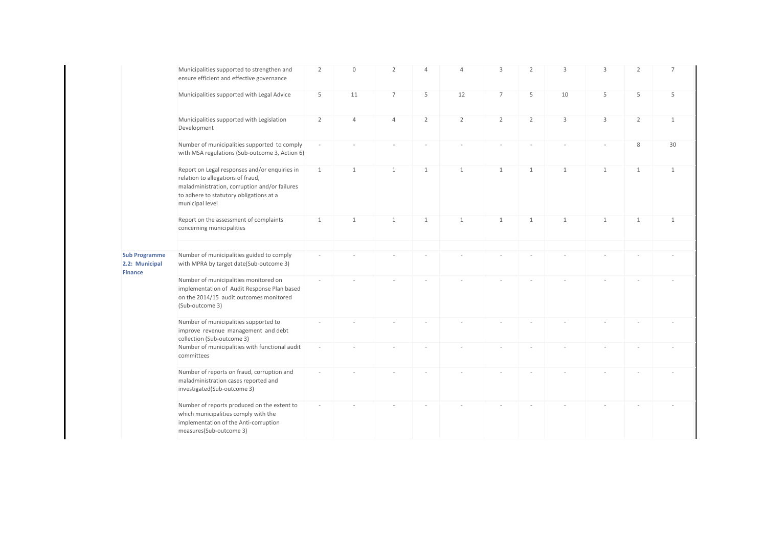|  |  |  |  |  |  |  |  |  |  |  |  |  |
|---|---|---|---|---|---|---|---|---|---|---|---|---|
|  | Municipalities supported to strengthen and ensure efficient and effective governance | 2 | 0 | 2 | 4 | 4 | 3 | 2 | 3 | 3 | 2 | 7 |
|  | Municipalities supported with Legal Advice | 5 | 11 | 7 | 5 | 12 | 7 | 5 | 10 | 5 | 5 | 5 |
|  | Municipalities supported with Legislation Development | 2 | 4 | 4 | 2 | 2 | 2 | 2 | 3 | 3 | 2 | 1 |
|  | Number of municipalities supported to comply with MSA regulations (Sub-outcome 3, Action 6) | - | - | - | - | - | - | - | - | - | 8 | 30 |
|  | Report on Legal responses and/or enquiries in relation to allegations of fraud, maladministration, corruption and/or failures to adhere to statutory obligations at a municipal level | 1 | 1 | 1 | 1 | 1 | 1 | 1 | 1 | 1 | 1 | 1 |
|  | Report on the assessment of complaints concerning municipalities | 1 | 1 | 1 | 1 | 1 | 1 | 1 | 1 | 1 | 1 | 1 |
|  |  |  |  |  |  |  |  |  |  |  |  |  |
| **Sub Programme 2.2: Municipal Finance** | Number of municipalities guided to comply with MPRA by target date(Sub-outcome 3) | - | - | - | - | - | - | - | - | - | - | - |
|  | Number of municipalities monitored on implementation of Audit Response Plan based on the 2014/15 audit outcomes monitored (Sub-outcome 3) | - | - | - | - | - | - | - | - | - | - | - |
|  | Number of municipalities supported to improve revenue management and debt collection (Sub-outcome 3) | - | - | - | - | - | - | - | - | - | - | - |
|  | Number of municipalities with functional audit committees | - | - | - | - | - | - | - | - | - | - | - |
|  | Number of reports on fraud, corruption and maladministration cases reported and investigated(Sub-outcome 3) | - | - | - | - | - | - | - | - | - | - | - |
|  | Number of reports produced on the extent to which municipalities comply with the implementation of the Anti-corruption measures(Sub-outcome 3) | - | - | - | - | - | - | - | - | - | - | - |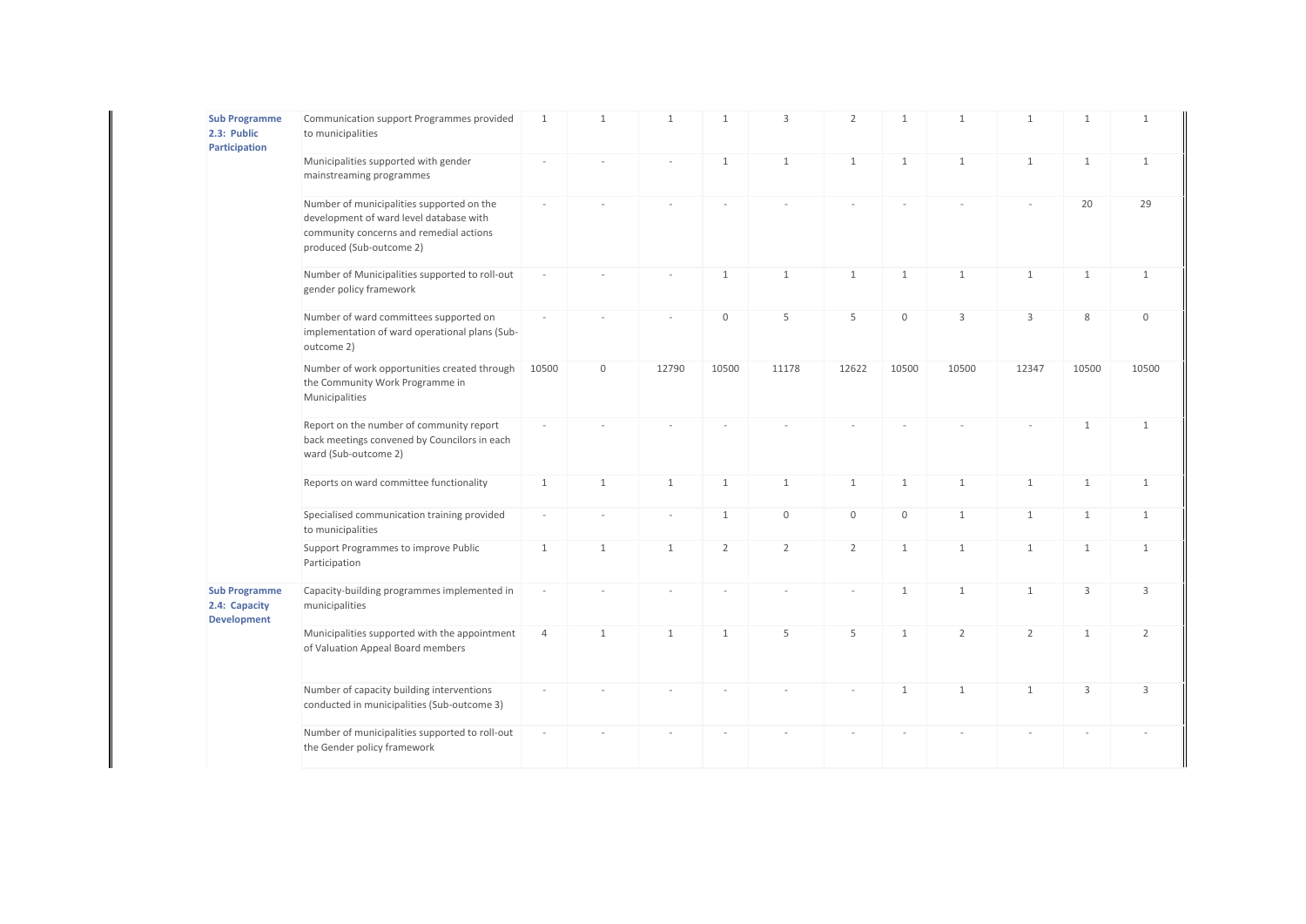| | | | | | | | | | | | | |
|---|---|---|---|---|---|---|---|---|---|---|---|---|
| **Sub Programme 2.3: Public Participation** | Communication support Programmes provided to municipalities | 1 | 1 | 1 | 1 | 3 | 2 | 1 | 1 | 1 | 1 | 1 |
| | Municipalities supported with gender mainstreaming programmes | - | - | - | 1 | 1 | 1 | 1 | 1 | 1 | 1 | 1 |
| | Number of municipalities supported on the development of ward level database with community concerns and remedial actions produced (Sub-outcome 2) | - | - | - | - | - | - | - | - | - | 20 | 29 |
| | Number of Municipalities supported to roll-out gender policy framework | - | - | - | 1 | 1 | 1 | 1 | 1 | 1 | 1 | 1 |
| | Number of ward committees supported on implementation of ward operational plans (Sub-outcome 2) | - | - | - | 0 | 5 | 5 | 0 | 3 | 3 | 8 | 0 |
| | Number of work opportunities created through the Community Work Programme in Municipalities | 10500 | 0 | 12790 | 10500 | 11178 | 12622 | 10500 | 10500 | 12347 | 10500 | 10500 |
| | Report on the number of community report back meetings convened by Councilors in each ward (Sub-outcome 2) | - | - | - | - | - | - | - | - | - | 1 | 1 |
| | Reports on ward committee functionality | 1 | 1 | 1 | 1 | 1 | 1 | 1 | 1 | 1 | 1 | 1 |
| | Specialised communication training provided to municipalities | - | - | - | 1 | 0 | 0 | 0 | 1 | 1 | 1 | 1 |
| | Support Programmes to improve Public Participation | 1 | 1 | 1 | 2 | 2 | 2 | 1 | 1 | 1 | 1 | 1 |
| **Sub Programme 2.4: Capacity Development** | Capacity-building programmes implemented in municipalities | - | - | - | - | - | - | 1 | 1 | 1 | 3 | 3 |
| | Municipalities supported with the appointment of Valuation Appeal Board members | 4 | 1 | 1 | 1 | 5 | 5 | 1 | 2 | 2 | 1 | 2 |
| | Number of capacity building interventions conducted in municipalities (Sub-outcome 3) | - | - | - | - | - | - | 1 | 1 | 1 | 3 | 3 |
| | Number of municipalities supported to roll-out the Gender policy framework | - | - | - | - | - | - | - | - | - | - | - |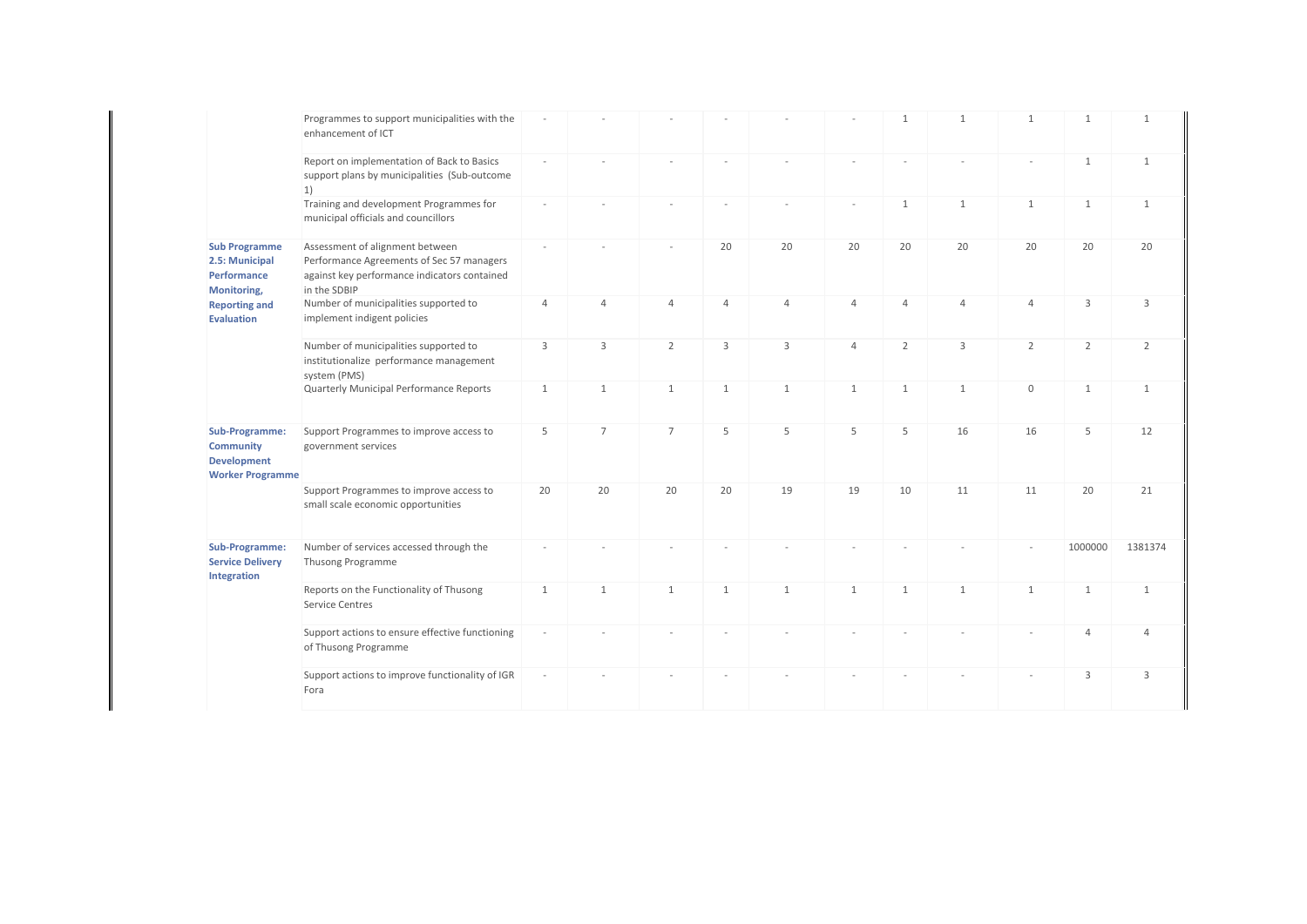| | | | | | | | | | | | | |
|---|---|---|---|---|---|---|---|---|---|---|---|---|
| | Programmes to support municipalities with the enhancement of ICT | - | - | - | - | - | - | 1 | 1 | 1 | 1 | 1 |
| | Report on implementation of Back to Basics support plans by municipalities (Sub-outcome 1) | - | - | - | - | - | - | - | - | - | 1 | 1 |
| | Training and development Programmes for municipal officials and councillors | - | - | - | - | - | - | 1 | 1 | 1 | 1 | 1 |
| **Sub Programme 2.5: Municipal Performance Monitoring, Reporting and Evaluation** | Assessment of alignment between Performance Agreements of Sec 57 managers against key performance indicators contained in the SDBIP | - | - | - | 20 | 20 | 20 | 20 | 20 | 20 | 20 | 20 |
| | Number of municipalities supported to implement indigent policies | 4 | 4 | 4 | 4 | 4 | 4 | 4 | 4 | 4 | 3 | 3 |
| | Number of municipalities supported to institutionalize performance management system (PMS) | 3 | 3 | 2 | 3 | 3 | 4 | 2 | 3 | 2 | 2 | 2 |
| | Quarterly Municipal Performance Reports | 1 | 1 | 1 | 1 | 1 | 1 | 1 | 1 | 0 | 1 | 1 |
| **Sub-Programme: Community Development Worker Programme** | Support Programmes to improve access to government services | 5 | 7 | 7 | 5 | 5 | 5 | 5 | 16 | 16 | 5 | 12 |
| | Support Programmes to improve access to small scale economic opportunities | 20 | 20 | 20 | 20 | 19 | 19 | 10 | 11 | 11 | 20 | 21 |
| **Sub-Programme: Service Delivery Integration** | Number of services accessed through the Thusong Programme | - | - | - | - | - | - | - | - | - | 1000000 | 1381374 |
| | Reports on the Functionality of Thusong Service Centres | 1 | 1 | 1 | 1 | 1 | 1 | 1 | 1 | 1 | 1 | 1 |
| | Support actions to ensure effective functioning of Thusong Programme | - | - | - | - | - | - | - | - | - | 4 | 4 |
| | Support actions to improve functionality of IGR Fora | - | - | - | - | - | - | - | - | - | 3 | 3 |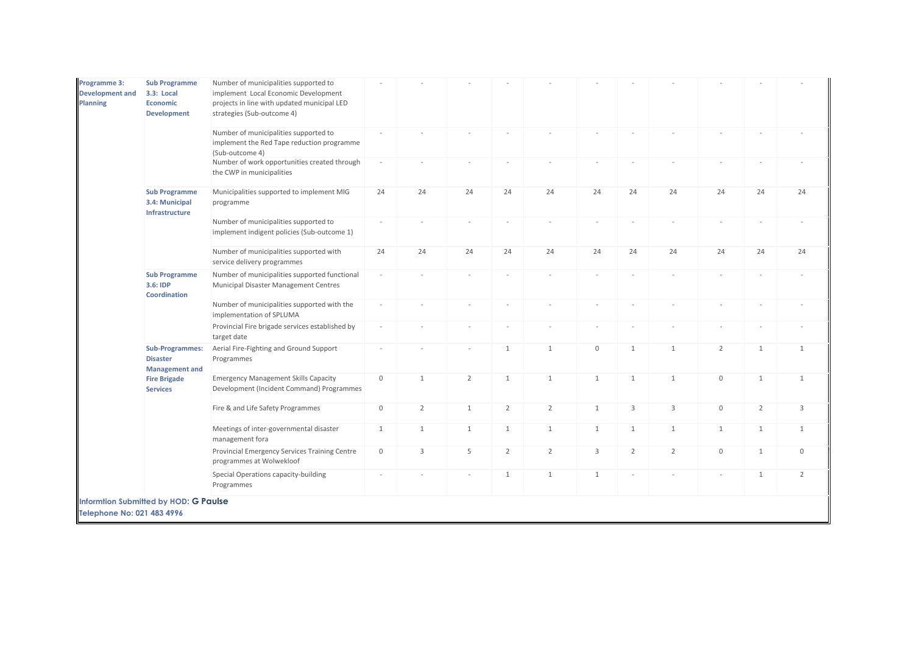| | | | | | | | | | | | | | |
|---|---|---|---|---|---|---|---|---|---|---|---|---|---|
| **Programme 3: Development and Planning** | **Sub Programme 3.3: Local Economic Development** | Number of municipalities supported to implement Local Economic Development projects in line with updated municipal LED strategies (Sub-outcome 4) | - | - | - | - | - | - | - | - | - | - | - |
| | | Number of municipalities supported to implement the Red Tape reduction programme (Sub-outcome 4) | - | - | - | - | - | - | - | - | - | - | - |
| | | Number of work opportunities created through the CWP in municipalities | - | - | - | - | - | - | - | - | - | - | - |
| | **Sub Programme 3.4: Municipal Infrastructure** | Municipalities supported to implement MIG programme | 24 | 24 | 24 | 24 | 24 | 24 | 24 | 24 | 24 | 24 | 24 |
| | | Number of municipalities supported to implement indigent policies (Sub-outcome 1) | - | - | - | - | - | - | - | - | - | - | - |
| | | Number of municipalities supported with service delivery programmes | 24 | 24 | 24 | 24 | 24 | 24 | 24 | 24 | 24 | 24 | 24 |
| | **Sub Programme 3.6: IDP Coordination** | Number of municipalities supported functional Municipal Disaster Management Centres | - | - | - | - | - | - | - | - | - | - | - |
| | | Number of municipalities supported with the implementation of SPLUMA | - | - | - | - | - | - | - | - | - | - | - |
| | | Provincial Fire brigade services established by target date | - | - | - | - | - | - | - | - | - | - | - |
| | **Sub-Programmes: Disaster Management and Fire Brigade Services** | Aerial Fire-Fighting and Ground Support Programmes | - | - | - | 1 | 1 | 0 | 1 | 1 | 2 | 1 | 1 |
| | | Emergency Management Skills Capacity Development (Incident Command) Programmes | 0 | 1 | 2 | 1 | 1 | 1 | 1 | 1 | 0 | 1 | 1 |
| | | Fire & and Life Safety Programmes | 0 | 2 | 1 | 2 | 2 | 1 | 3 | 3 | 0 | 2 | 3 |
| | | Meetings of inter-governmental disaster management fora | 1 | 1 | 1 | 1 | 1 | 1 | 1 | 1 | 1 | 1 | 1 |
| | | Provincial Emergency Services Training Centre programmes at Wolwekloof | 0 | 3 | 5 | 2 | 2 | 3 | 2 | 2 | 0 | 1 | 0 |
| | | Special Operations capacity-building Programmes | - | - | - | 1 | 1 | 1 | - | - | - | 1 | 2 |

**Informtion Submitted by HOD: G Paulse**

**Telephone No: 021 483 4996**